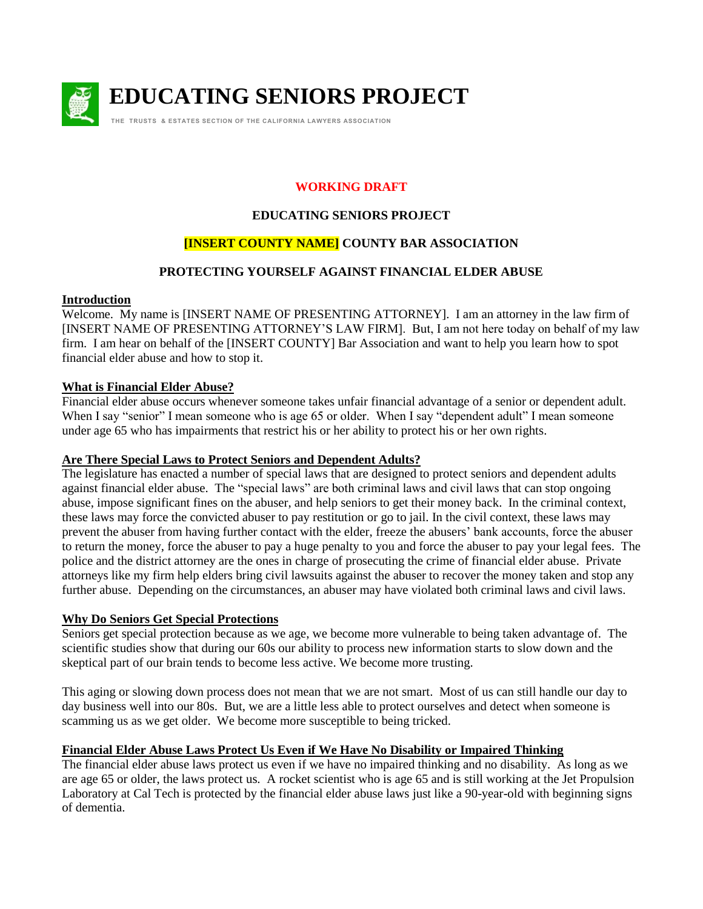# EDUCATING SENIORS PROJECT

THE TRUSTS & ESTATES SECTION OF THE CALIFORNIA LAWYERS ASSOCIATION

**WORKING DRAFT**

**EDUCATING SENIORS PROJECT**

**[INSERT COUNTY NAME] COUNTY BAR ASSOCIATION**

**PROTECTING YOURSELF AGAINST FINANCIAL ELDER ABUSE**

## Introduction

Welcome. My name is [INSERT NAME OF PRESENTING ATTORNEY]. I am an attorney in the law firm of [INSERT NAME OF PRESENTING ATTORNEY'S LAW FIRM]. But, I am not here today on behalf of my law firm. I am hear on behalf of the [INSERT COUNTY] Bar Association and want to help you learn how to spot financial elder abuse and how to stop it.

## What is Financial Elder Abuse?

Financial elder abuse occurs whenever someone takes unfair financial advantage of a senior or dependent adult. When I say "senior" I mean someone who is age 65 or older. When I say "dependent adult" I mean someone under age 65 who has impairments that restrict his or her ability to protect his or her own rights.

## Are There Special Laws to Protect Seniors and Dependent Adults?

The legislature has enacted a number of special laws that are designed to protect seniors and dependent adults against financial elder abuse. The "special laws" are both criminal laws and civil laws that can stop ongoing abuse, impose significant fines on the abuser, and help seniors to get their money back. In the criminal context, these laws may force the convicted abuser to pay restitution or go to jail. In the civil context, these laws may prevent the abuser from having further contact with the elder, freeze the abusers' bank accounts, force the abuser to return the money, force the abuser to pay a huge penalty to you and force the abuser to pay your legal fees. The police and the district attorney are the ones in charge of prosecuting the crime of financial elder abuse. Private attorneys like my firm help elders bring civil lawsuits against the abuser to recover the money taken and stop any further abuse. Depending on the circumstances, an abuser may have violated both criminal laws and civil laws.

## Why Do Seniors Get Special Protections

Seniors get special protection because as we age, we become more vulnerable to being taken advantage of. The scientific studies show that during our 60s our ability to process new information starts to slow down and the skeptical part of our brain tends to become less active. We become more trusting.

This aging or slowing down process does not mean that we are not smart. Most of us can still handle our day to day business well into our 80s. But, we are a little less able to protect ourselves and detect when someone is scamming us as we get older. We become more susceptible to being tricked.

## Financial Elder Abuse Laws Protect Us Even if We Have No Disability or Impaired Thinking

The financial elder abuse laws protect us even if we have no impaired thinking and no disability. As long as we are age 65 or older, the laws protect us. A rocket scientist who is age 65 and is still working at the Jet Propulsion Laboratory at Cal Tech is protected by the financial elder abuse laws just like a 90-year-old with beginning signs of dementia.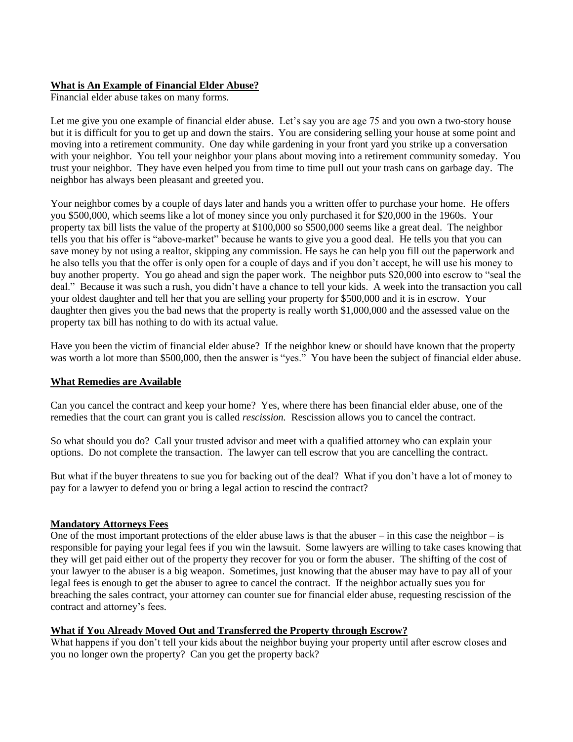**What is An Example of Financial Elder Abuse?**

Financial elder abuse takes on many forms.

Let me give you one example of financial elder abuse. Let's say you are age 75 and you own a two-story house but it is difficult for you to get up and down the stairs. You are considering selling your house at some point and moving into a retirement community. One day while gardening in your front yard you strike up a conversation with your neighbor. You tell your neighbor your plans about moving into a retirement community someday. You trust your neighbor. They have even helped you from time to time pull out your trash cans on garbage day. The neighbor has always been pleasant and greeted you.

Your neighbor comes by a couple of days later and hands you a written offer to purchase your home. He offers you $500,000, which seems like a lot of money since you only purchased it for $20,000 in the 1960s. Your property tax bill lists the value of the property at $100,000 so $500,000 seems like a great deal. The neighbor tells you that his offer is "above-market" because he wants to give you a good deal. He tells you that you can save money by not using a realtor, skipping any commission. He says he can help you fill out the paperwork and he also tells you that the offer is only open for a couple of days and if you don't accept, he will use his money to buy another property. You go ahead and sign the paper work. The neighbor puts $20,000 into escrow to "seal the deal." Because it was such a rush, you didn't have a chance to tell your kids. A week into the transaction you call your oldest daughter and tell her that you are selling your property for $500,000 and it is in escrow. Your daughter then gives you the bad news that the property is really worth $1,000,000 and the assessed value on the property tax bill has nothing to do with its actual value.

Have you been the victim of financial elder abuse? If the neighbor knew or should have known that the property was worth a lot more than $500,000, then the answer is "yes." You have been the subject of financial elder abuse.

**What Remedies are Available**

Can you cancel the contract and keep your home? Yes, where there has been financial elder abuse, one of the remedies that the court can grant you is called *rescission.* Rescission allows you to cancel the contract.

So what should you do? Call your trusted advisor and meet with a qualified attorney who can explain your options. Do not complete the transaction. The lawyer can tell escrow that you are cancelling the contract.

But what if the buyer threatens to sue you for backing out of the deal? What if you don't have a lot of money to pay for a lawyer to defend you or bring a legal action to rescind the contract?

**Mandatory Attorneys Fees**

One of the most important protections of the elder abuse laws is that the abuser – in this case the neighbor – is responsible for paying your legal fees if you win the lawsuit. Some lawyers are willing to take cases knowing that they will get paid either out of the property they recover for you or form the abuser. The shifting of the cost of your lawyer to the abuser is a big weapon. Sometimes, just knowing that the abuser may have to pay all of your legal fees is enough to get the abuser to agree to cancel the contract. If the neighbor actually sues you for breaching the sales contract, your attorney can counter sue for financial elder abuse, requesting rescission of the contract and attorney's fees.

**What if You Already Moved Out and Transferred the Property through Escrow?**

What happens if you don't tell your kids about the neighbor buying your property until after escrow closes and you no longer own the property? Can you get the property back?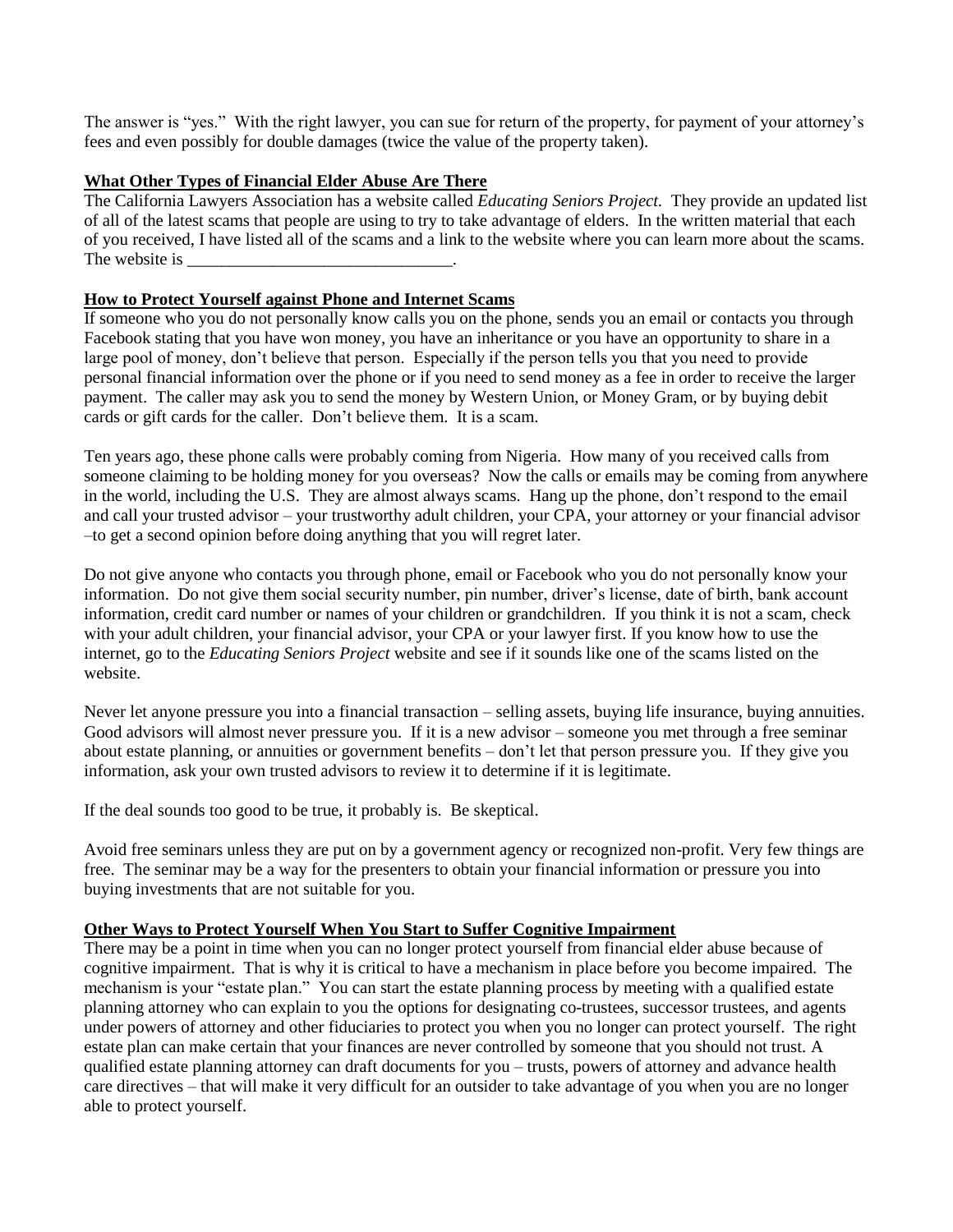The answer is "yes." With the right lawyer, you can sue for return of the property, for payment of your attorney's fees and even possibly for double damages (twice the value of the property taken).

**What Other Types of Financial Elder Abuse Are There**

The California Lawyers Association has a website called *Educating Seniors Project.* They provide an updated list of all of the latest scams that people are using to try to take advantage of elders. In the written material that each of you received, I have listed all of the scams and a link to the website where you can learn more about the scams. The website is _______________________________.

**How to Protect Yourself against Phone and Internet Scams**

If someone who you do not personally know calls you on the phone, sends you an email or contacts you through Facebook stating that you have won money, you have an inheritance or you have an opportunity to share in a large pool of money, don't believe that person. Especially if the person tells you that you need to provide personal financial information over the phone or if you need to send money as a fee in order to receive the larger payment. The caller may ask you to send the money by Western Union, or Money Gram, or by buying debit cards or gift cards for the caller. Don't believe them. It is a scam.

Ten years ago, these phone calls were probably coming from Nigeria. How many of you received calls from someone claiming to be holding money for you overseas? Now the calls or emails may be coming from anywhere in the world, including the U.S. They are almost always scams. Hang up the phone, don't respond to the email and call your trusted advisor – your trustworthy adult children, your CPA, your attorney or your financial advisor –to get a second opinion before doing anything that you will regret later.

Do not give anyone who contacts you through phone, email or Facebook who you do not personally know your information. Do not give them social security number, pin number, driver's license, date of birth, bank account information, credit card number or names of your children or grandchildren. If you think it is not a scam, check with your adult children, your financial advisor, your CPA or your lawyer first. If you know how to use the internet, go to the *Educating Seniors Project* website and see if it sounds like one of the scams listed on the website.

Never let anyone pressure you into a financial transaction – selling assets, buying life insurance, buying annuities. Good advisors will almost never pressure you. If it is a new advisor – someone you met through a free seminar about estate planning, or annuities or government benefits – don't let that person pressure you. If they give you information, ask your own trusted advisors to review it to determine if it is legitimate.

If the deal sounds too good to be true, it probably is. Be skeptical.

Avoid free seminars unless they are put on by a government agency or recognized non-profit. Very few things are free. The seminar may be a way for the presenters to obtain your financial information or pressure you into buying investments that are not suitable for you.

**Other Ways to Protect Yourself When You Start to Suffer Cognitive Impairment**

There may be a point in time when you can no longer protect yourself from financial elder abuse because of cognitive impairment. That is why it is critical to have a mechanism in place before you become impaired. The mechanism is your "estate plan." You can start the estate planning process by meeting with a qualified estate planning attorney who can explain to you the options for designating co-trustees, successor trustees, and agents under powers of attorney and other fiduciaries to protect you when you no longer can protect yourself. The right estate plan can make certain that your finances are never controlled by someone that you should not trust. A qualified estate planning attorney can draft documents for you – trusts, powers of attorney and advance health care directives – that will make it very difficult for an outsider to take advantage of you when you are no longer able to protect yourself.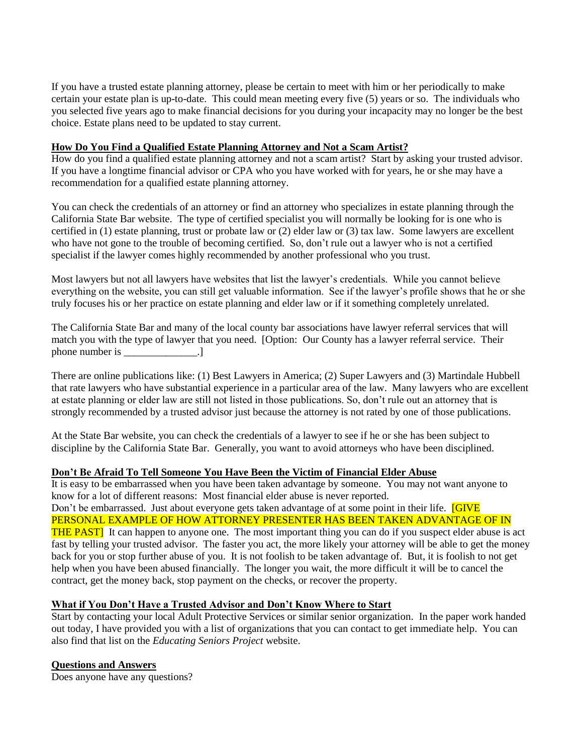If you have a trusted estate planning attorney, please be certain to meet with him or her periodically to make certain your estate plan is up-to-date. This could mean meeting every five (5) years or so. The individuals who you selected five years ago to make financial decisions for you during your incapacity may no longer be the best choice. Estate plans need to be updated to stay current.

**How Do You Find a Qualified Estate Planning Attorney and Not a Scam Artist?**

How do you find a qualified estate planning attorney and not a scam artist? Start by asking your trusted advisor. If you have a longtime financial advisor or CPA who you have worked with for years, he or she may have a recommendation for a qualified estate planning attorney.

You can check the credentials of an attorney or find an attorney who specializes in estate planning through the California State Bar website. The type of certified specialist you will normally be looking for is one who is certified in (1) estate planning, trust or probate law or (2) elder law or (3) tax law. Some lawyers are excellent who have not gone to the trouble of becoming certified. So, don't rule out a lawyer who is not a certified specialist if the lawyer comes highly recommended by another professional who you trust.

Most lawyers but not all lawyers have websites that list the lawyer's credentials. While you cannot believe everything on the website, you can still get valuable information. See if the lawyer's profile shows that he or she truly focuses his or her practice on estate planning and elder law or if it something completely unrelated.

The California State Bar and many of the local county bar associations have lawyer referral services that will match you with the type of lawyer that you need. [Option: Our County has a lawyer referral service. Their phone number is ______________.]

There are online publications like: (1) Best Lawyers in America; (2) Super Lawyers and (3) Martindale Hubbell that rate lawyers who have substantial experience in a particular area of the law. Many lawyers who are excellent at estate planning or elder law are still not listed in those publications. So, don't rule out an attorney that is strongly recommended by a trusted advisor just because the attorney is not rated by one of those publications.

At the State Bar website, you can check the credentials of a lawyer to see if he or she has been subject to discipline by the California State Bar. Generally, you want to avoid attorneys who have been disciplined.

**Don't Be Afraid To Tell Someone You Have Been the Victim of Financial Elder Abuse**

It is easy to be embarrassed when you have been taken advantage by someone. You may not want anyone to know for a lot of different reasons: Most financial elder abuse is never reported.
Don't be embarrassed. Just about everyone gets taken advantage of at some point in their life. [GIVE PERSONAL EXAMPLE OF HOW ATTORNEY PRESENTER HAS BEEN TAKEN ADVANTAGE OF IN THE PAST] It can happen to anyone one. The most important thing you can do if you suspect elder abuse is act fast by telling your trusted advisor. The faster you act, the more likely your attorney will be able to get the money back for you or stop further abuse of you. It is not foolish to be taken advantage of. But, it is foolish to not get help when you have been abused financially. The longer you wait, the more difficult it will be to cancel the contract, get the money back, stop payment on the checks, or recover the property.

**What if You Don't Have a Trusted Advisor and Don't Know Where to Start**

Start by contacting your local Adult Protective Services or similar senior organization. In the paper work handed out today, I have provided you with a list of organizations that you can contact to get immediate help. You can also find that list on the *Educating Seniors Project* website.

**Questions and Answers**

Does anyone have any questions?